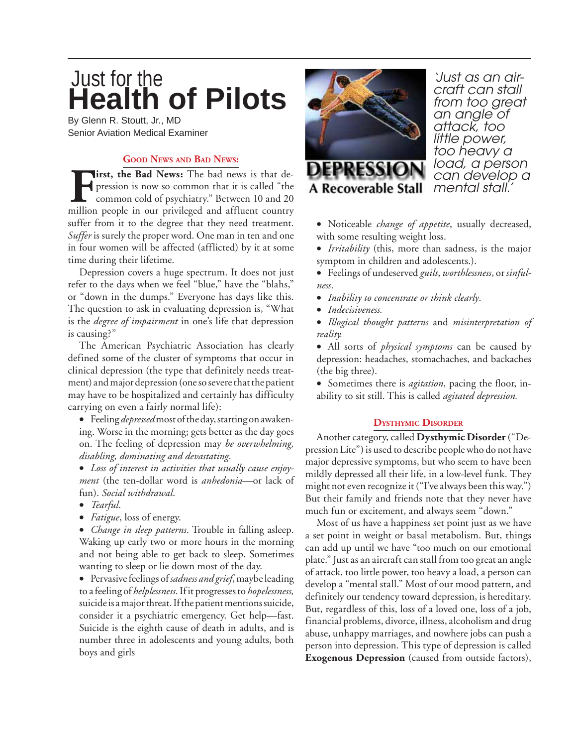# Just for the Health of Pilots

By Glenn R. Stoutt, Jr., MD
Senior Aviation Medical Examiner

## DEPRESSION
### A Recoverable Stall

*'Just as an aircraft can stall from too great an angle of attack, too little power, too heavy a load, a person can develop a mental stall.'*

### Good News and Bad News:

**First, the Bad News:** The bad news is that depression is now so common that it is called "the common cold of psychiatry." Between 10 and 20 million people in our privileged and affluent country suffer from it to the degree that they need treatment. *Suffer* is surely the proper word. One man in ten and one in four women will be affected (afflicted) by it at some time during their lifetime.

Depression covers a huge spectrum. It does not just refer to the days when we feel "blue," have the "blahs," or "down in the dumps." Everyone has days like this. The question to ask in evaluating depression is, "What is the *degree of impairment* in one's life that depression is causing?"

The American Psychiatric Association has clearly defined some of the cluster of symptoms that occur in clinical depression (the type that definitely needs treatment) and major depression (one so severe that the patient may have to be hospitalized and certainly has difficulty carrying on even a fairly normal life):

- Feeling *depressed* most of the day, starting on awakening. Worse in the morning; gets better as the day goes on. The feeling of depression may *be overwhelming, disabling, dominating and devastating*.
- *Loss of interest in activities that usually cause enjoyment* (the ten-dollar word is *anhedonia*—or lack of fun). *Social withdrawal*.
- *Tearful*.
- *Fatigue*, loss of energy.
- *Change in sleep patterns*. Trouble in falling asleep. Waking up early two or more hours in the morning and not being able to get back to sleep. Sometimes wanting to sleep or lie down most of the day.
- Pervasive feelings of *sadness and grief*, maybe leading to a feeling of *helplessness*. If it progresses to *hopelessness,* suicide is a major threat. If the patient mentions suicide, consider it a psychiatric emergency. Get help—fast. Suicide is the eighth cause of death in adults, and is number three in adolescents and young adults, both boys and girls
- Noticeable *change of appetite*, usually decreased, with some resulting weight loss.
- *Irritability* (this, more than sadness, is the major symptom in children and adolescents.).
- Feelings of undeserved *guilt*, *worthlessness*, or *sinfulness*.
- *Inability to concentrate or think clearly*.
- *Indecisiveness.*
- *Illogical thought patterns* and *misinterpretation of reality.*
- All sorts of *physical symptoms* can be caused by depression: headaches, stomachaches, and backaches (the big three).
- Sometimes there is *agitation*, pacing the floor, inability to sit still. This is called *agitated depression.*

### Dysthymic Disorder

Another category, called **Dysthymic Disorder** ("Depression Lite") is used to describe people who do not have major depressive symptoms, but who seem to have been mildly depressed all their life, in a low-level funk. They might not even recognize it ("I've always been this way.") But their family and friends note that they never have much fun or excitement, and always seem "down."

Most of us have a happiness set point just as we have a set point in weight or basal metabolism. But, things can add up until we have "too much on our emotional plate." Just as an aircraft can stall from too great an angle of attack, too little power, too heavy a load, a person can develop a "mental stall." Most of our mood pattern, and definitely our tendency toward depression, is hereditary. But, regardless of this, loss of a loved one, loss of a job, financial problems, divorce, illness, alcoholism and drug abuse, unhappy marriages, and nowhere jobs can push a person into depression. This type of depression is called **Exogenous Depression** (caused from outside factors),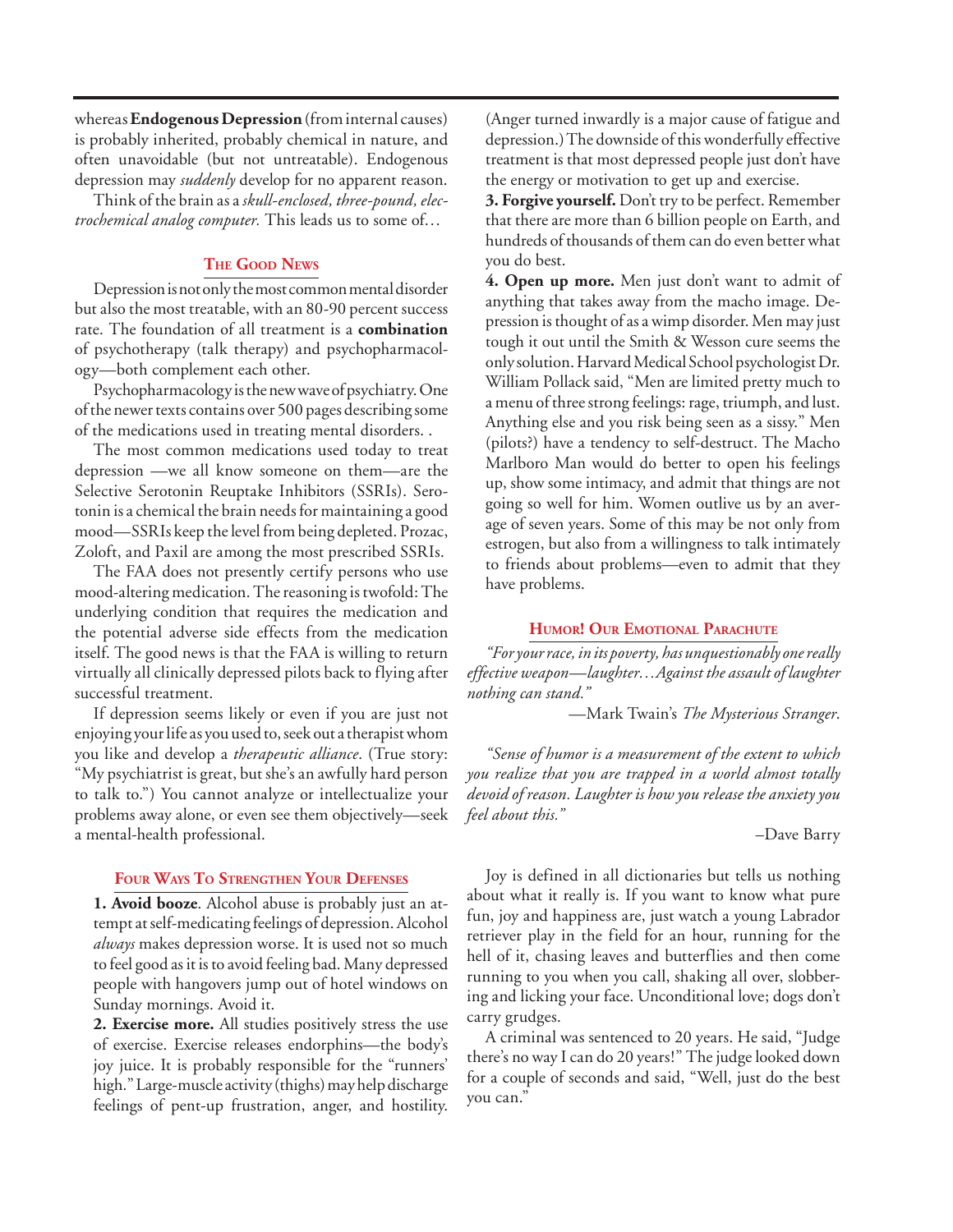whereas **Endogenous Depression** (from internal causes) is probably inherited, probably chemical in nature, and often unavoidable (but not untreatable). Endogenous depression may *suddenly* develop for no apparent reason.

Think of the brain as a *skull-enclosed, three-pound, electrochemical analog computer.* This leads us to some of…

## The Good News

Depression is not only the most common mental disorder but also the most treatable, with an 80-90 percent success rate. The foundation of all treatment is a **combination** of psychotherapy (talk therapy) and psychopharmacology—both complement each other.

Psychopharmacology is the new wave of psychiatry. One of the newer texts contains over 500 pages describing some of the medications used in treating mental disorders. .

The most common medications used today to treat depression —we all know someone on them—are the Selective Serotonin Reuptake Inhibitors (SSRIs). Serotonin is a chemical the brain needs for maintaining a good mood—SSRIs keep the level from being depleted. Prozac, Zoloft, and Paxil are among the most prescribed SSRIs.

The FAA does not presently certify persons who use mood-altering medication. The reasoning is twofold: The underlying condition that requires the medication and the potential adverse side effects from the medication itself. The good news is that the FAA is willing to return virtually all clinically depressed pilots back to flying after successful treatment.

If depression seems likely or even if you are just not enjoying your life as you used to, seek out a therapist whom you like and develop a *therapeutic alliance*. (True story: "My psychiatrist is great, but she's an awfully hard person to talk to.") You cannot analyze or intellectualize your problems away alone, or even see them objectively—seek a mental-health professional.

## Four Ways To Strengthen Your Defenses

**1. Avoid booze**. Alcohol abuse is probably just an attempt at self-medicating feelings of depression. Alcohol *always* makes depression worse. It is used not so much to feel good as it is to avoid feeling bad. Many depressed people with hangovers jump out of hotel windows on Sunday mornings. Avoid it.

**2. Exercise more.** All studies positively stress the use of exercise. Exercise releases endorphins—the body's joy juice. It is probably responsible for the "runners' high." Large-muscle activity (thighs) may help discharge feelings of pent-up frustration, anger, and hostility. (Anger turned inwardly is a major cause of fatigue and depression.) The downside of this wonderfully effective treatment is that most depressed people just don't have the energy or motivation to get up and exercise.

**3. Forgive yourself.** Don't try to be perfect. Remember that there are more than 6 billion people on Earth, and hundreds of thousands of them can do even better what you do best.

**4. Open up more.** Men just don't want to admit of anything that takes away from the macho image. Depression is thought of as a wimp disorder. Men may just tough it out until the Smith & Wesson cure seems the only solution. Harvard Medical School psychologist Dr. William Pollack said, "Men are limited pretty much to a menu of three strong feelings: rage, triumph, and lust. Anything else and you risk being seen as a sissy." Men (pilots?) have a tendency to self-destruct. The Macho Marlboro Man would do better to open his feelings up, show some intimacy, and admit that things are not going so well for him. Women outlive us by an average of seven years. Some of this may be not only from estrogen, but also from a willingness to talk intimately to friends about problems—even to admit that they have problems.

## Humor! Our Emotional Parachute

*"For your race, in its poverty, has unquestionably one really effective weapon—laughter…Against the assault of laughter nothing can stand."*

—Mark Twain's *The Mysterious Stranger*.

*"Sense of humor is a measurement of the extent to which you realize that you are trapped in a world almost totally devoid of reason. Laughter is how you release the anxiety you feel about this."*

–Dave Barry

Joy is defined in all dictionaries but tells us nothing about what it really is. If you want to know what pure fun, joy and happiness are, just watch a young Labrador retriever play in the field for an hour, running for the hell of it, chasing leaves and butterflies and then come running to you when you call, shaking all over, slobbering and licking your face. Unconditional love; dogs don't carry grudges.

A criminal was sentenced to 20 years. He said, "Judge there's no way I can do 20 years!" The judge looked down for a couple of seconds and said, "Well, just do the best you can."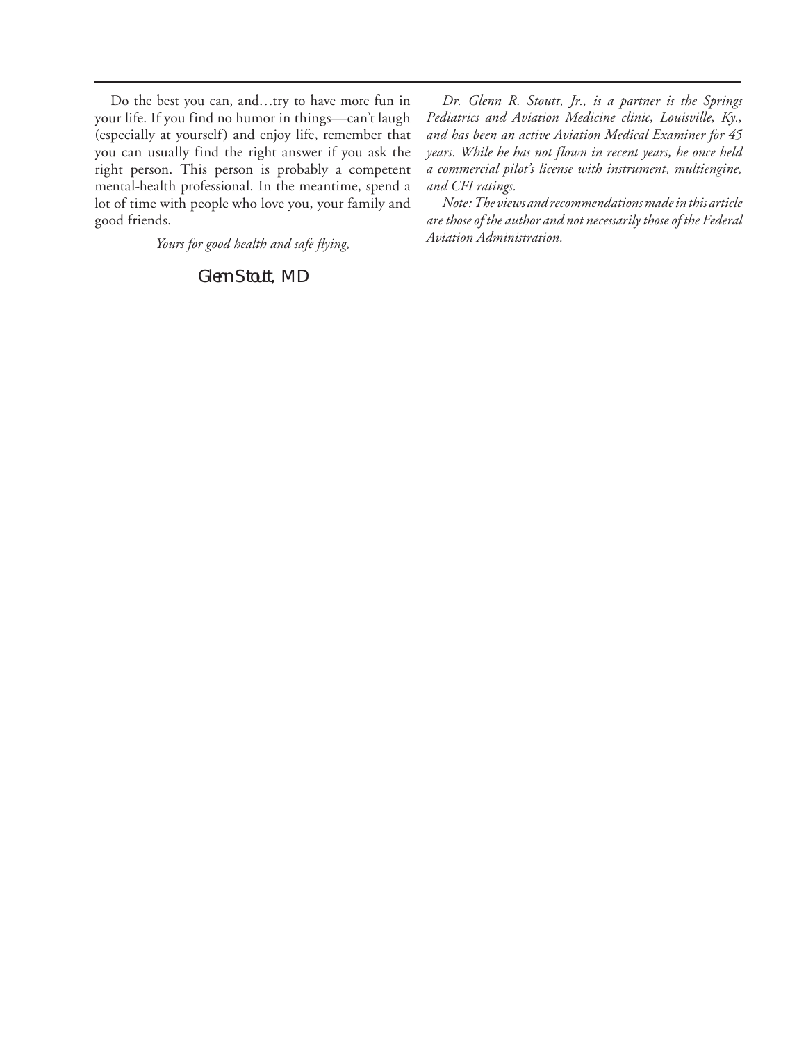Do the best you can, and…try to have more fun in your life. If you find no humor in things—can't laugh (especially at yourself) and enjoy life, remember that you can usually find the right answer if you ask the right person. This person is probably a competent mental-health professional. In the meantime, spend a lot of time with people who love you, your family and good friends.

*Yours for good health and safe flying,*

Glenn Stoutt, MD

*Dr. Glenn R. Stoutt, Jr., is a partner is the Springs Pediatrics and Aviation Medicine clinic, Louisville, Ky., and has been an active Aviation Medical Examiner for 45 years. While he has not flown in recent years, he once held a commercial pilot's license with instrument, multiengine, and CFI ratings.*

*Note: The views and recommendations made in this article are those of the author and not necessarily those of the Federal Aviation Administration.*